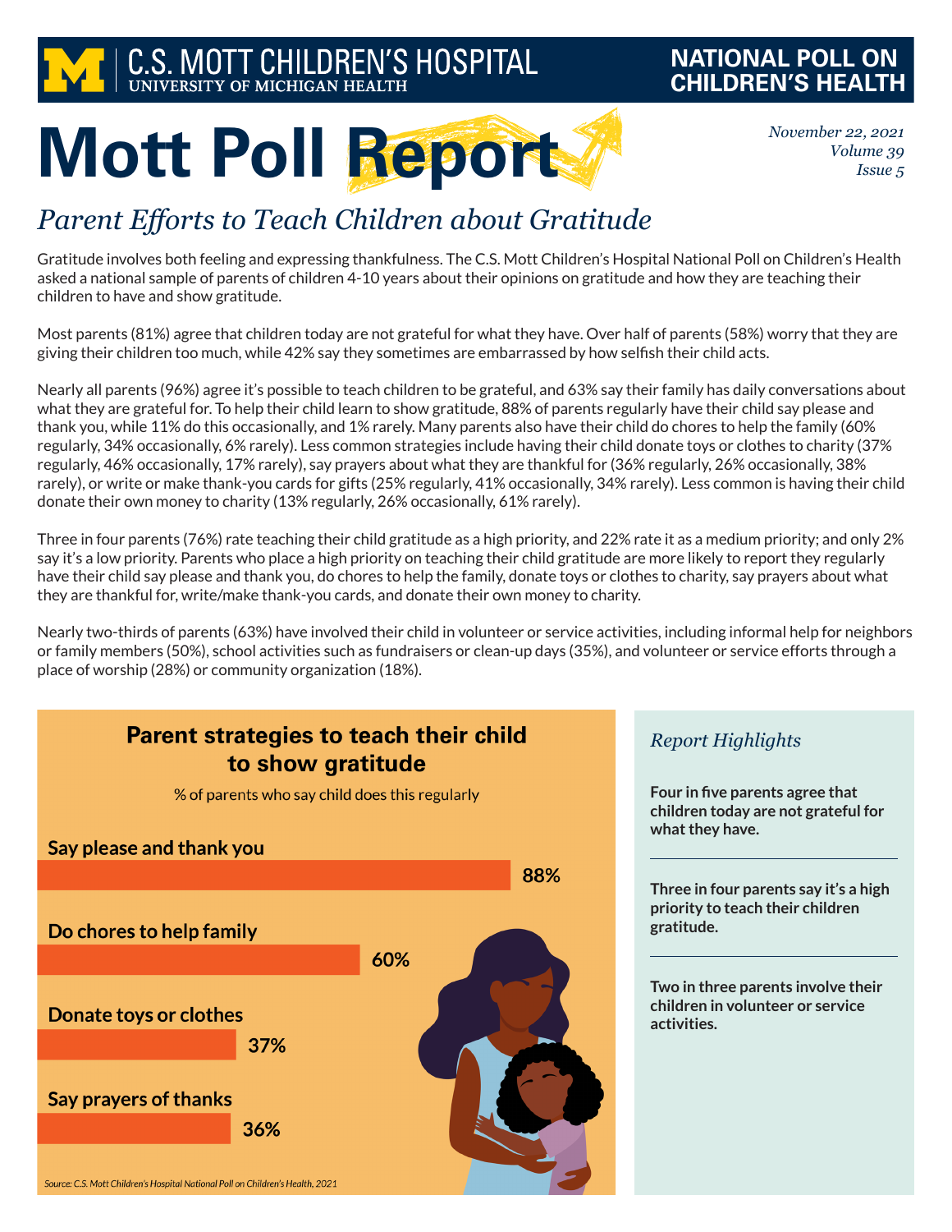C.S. MOTT CHILDREN'S HOSPITAL
UNIVERSITY OF MICHIGAN HEALTH

NATIONAL POLL ON CHILDREN'S HEALTH

# Mott Poll Report

*November 22, 2021*
*Volume 39*
*Issue 5*

## *Parent Efforts to Teach Children about Gratitude*

Gratitude involves both feeling and expressing thankfulness. The C.S. Mott Children's Hospital National Poll on Children's Health asked a national sample of parents of children 4-10 years about their opinions on gratitude and how they are teaching their children to have and show gratitude.

Most parents (81%) agree that children today are not grateful for what they have. Over half of parents (58%) worry that they are giving their children too much, while 42% say they sometimes are embarrassed by how selfish their child acts.

Nearly all parents (96%) agree it's possible to teach children to be grateful, and 63% say their family has daily conversations about what they are grateful for. To help their child learn to show gratitude, 88% of parents regularly have their child say please and thank you, while 11% do this occasionally, and 1% rarely. Many parents also have their child do chores to help the family (60% regularly, 34% occasionally, 6% rarely). Less common strategies include having their child donate toys or clothes to charity (37% regularly, 46% occasionally, 17% rarely), say prayers about what they are thankful for (36% regularly, 26% occasionally, 38% rarely), or write or make thank-you cards for gifts (25% regularly, 41% occasionally, 34% rarely). Less common is having their child donate their own money to charity (13% regularly, 26% occasionally, 61% rarely).

Three in four parents (76%) rate teaching their child gratitude as a high priority, and 22% rate it as a medium priority; and only 2% say it's a low priority. Parents who place a high priority on teaching their child gratitude are more likely to report they regularly have their child say please and thank you, do chores to help the family, donate toys or clothes to charity, say prayers about what they are thankful for, write/make thank-you cards, and donate their own money to charity.

Nearly two-thirds of parents (63%) have involved their child in volunteer or service activities, including informal help for neighbors or family members (50%), school activities such as fundraisers or clean-up days (35%), and volunteer or service efforts through a place of worship (28%) or community organization (18%).

### Parent strategies to teach their child to show gratitude

% of parents who say child does this regularly

| Strategy | % |
|---|---|
| Say please and thank you | 88% |
| Do chores to help family | 60% |
| Donate toys or clothes | 37% |
| Say prayers of thanks | 36% |

*Source: C.S. Mott Children's Hospital National Poll on Children's Health, 2021*

### *Report Highlights*

**Four in five parents agree that children today are not grateful for what they have.**

**Three in four parents say it's a high priority to teach their children gratitude.**

**Two in three parents involve their children in volunteer or service activities.**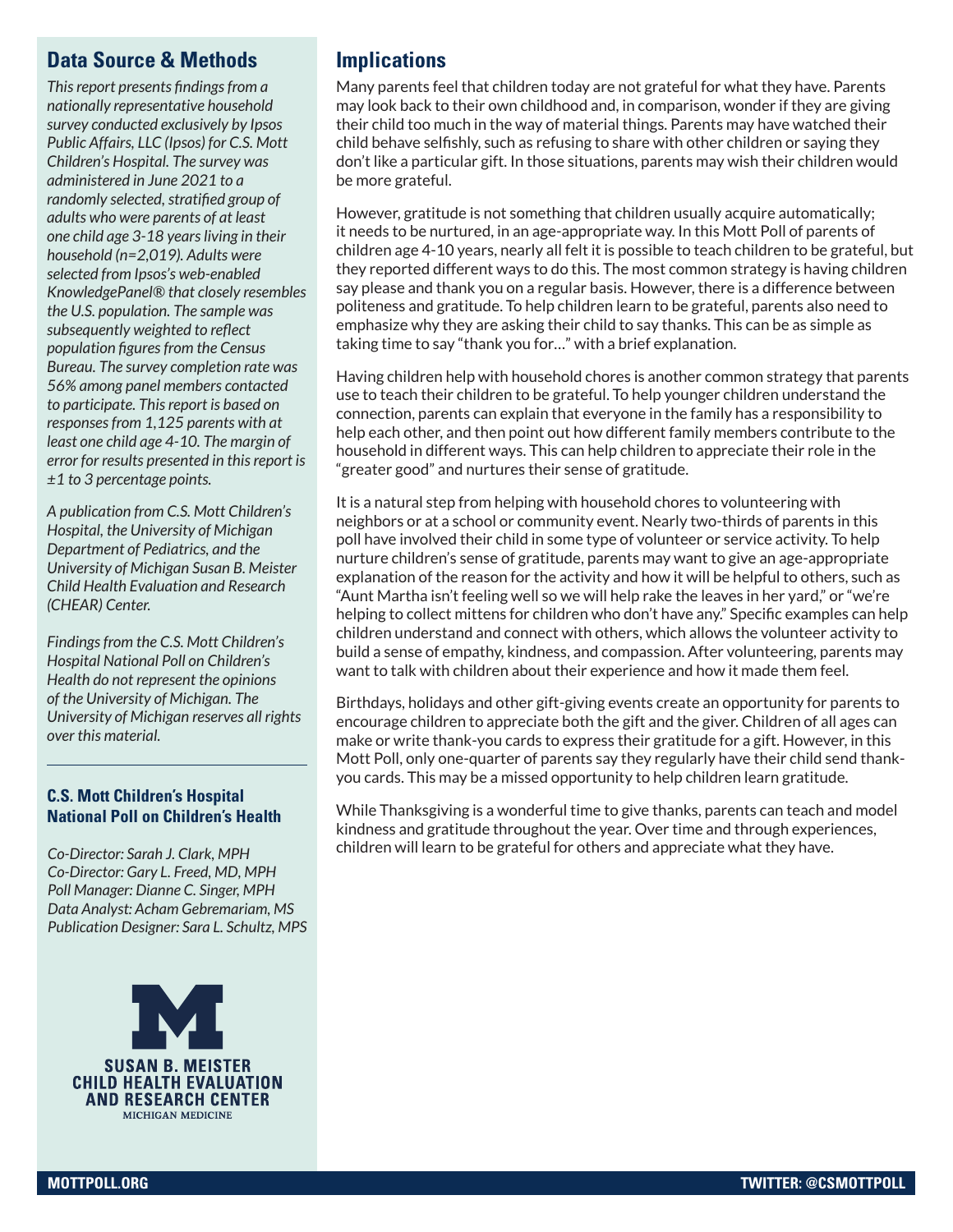## Data Source & Methods

*This report presents findings from a nationally representative household survey conducted exclusively by Ipsos Public Affairs, LLC (Ipsos) for C.S. Mott Children's Hospital. The survey was administered in June 2021 to a randomly selected, stratified group of adults who were parents of at least one child age 3-18 years living in their household (n=2,019). Adults were selected from Ipsos's web-enabled KnowledgePanel® that closely resembles the U.S. population. The sample was subsequently weighted to reflect population figures from the Census Bureau. The survey completion rate was 56% among panel members contacted to participate. This report is based on responses from 1,125 parents with at least one child age 4-10. The margin of error for results presented in this report is ±1 to 3 percentage points.*

*A publication from C.S. Mott Children's Hospital, the University of Michigan Department of Pediatrics, and the University of Michigan Susan B. Meister Child Health Evaluation and Research (CHEAR) Center.*

*Findings from the C.S. Mott Children's Hospital National Poll on Children's Health do not represent the opinions of the University of Michigan. The University of Michigan reserves all rights over this material.*

**C.S. Mott Children's Hospital National Poll on Children's Health**

*Co-Director: Sarah J. Clark, MPH*
*Co-Director: Gary L. Freed, MD, MPH*
*Poll Manager: Dianne C. Singer, MPH*
*Data Analyst: Acham Gebremariam, MS*
*Publication Designer: Sara L. Schultz, MPS*

SUSAN B. MEISTER CHILD HEALTH EVALUATION AND RESEARCH CENTER
MICHIGAN MEDICINE

## Implications

Many parents feel that children today are not grateful for what they have. Parents may look back to their own childhood and, in comparison, wonder if they are giving their child too much in the way of material things. Parents may have watched their child behave selfishly, such as refusing to share with other children or saying they don't like a particular gift. In those situations, parents may wish their children would be more grateful.

However, gratitude is not something that children usually acquire automatically; it needs to be nurtured, in an age-appropriate way. In this Mott Poll of parents of children age 4-10 years, nearly all felt it is possible to teach children to be grateful, but they reported different ways to do this. The most common strategy is having children say please and thank you on a regular basis. However, there is a difference between politeness and gratitude. To help children learn to be grateful, parents also need to emphasize why they are asking their child to say thanks. This can be as simple as taking time to say "thank you for…" with a brief explanation.

Having children help with household chores is another common strategy that parents use to teach their children to be grateful. To help younger children understand the connection, parents can explain that everyone in the family has a responsibility to help each other, and then point out how different family members contribute to the household in different ways. This can help children to appreciate their role in the "greater good" and nurtures their sense of gratitude.

It is a natural step from helping with household chores to volunteering with neighbors or at a school or community event. Nearly two-thirds of parents in this poll have involved their child in some type of volunteer or service activity. To help nurture children's sense of gratitude, parents may want to give an age-appropriate explanation of the reason for the activity and how it will be helpful to others, such as "Aunt Martha isn't feeling well so we will help rake the leaves in her yard," or "we're helping to collect mittens for children who don't have any." Specific examples can help children understand and connect with others, which allows the volunteer activity to build a sense of empathy, kindness, and compassion. After volunteering, parents may want to talk with children about their experience and how it made them feel.

Birthdays, holidays and other gift-giving events create an opportunity for parents to encourage children to appreciate both the gift and the giver. Children of all ages can make or write thank-you cards to express their gratitude for a gift. However, in this Mott Poll, only one-quarter of parents say they regularly have their child send thank-you cards. This may be a missed opportunity to help children learn gratitude.

While Thanksgiving is a wonderful time to give thanks, parents can teach and model kindness and gratitude throughout the year. Over time and through experiences, children will learn to be grateful for others and appreciate what they have.